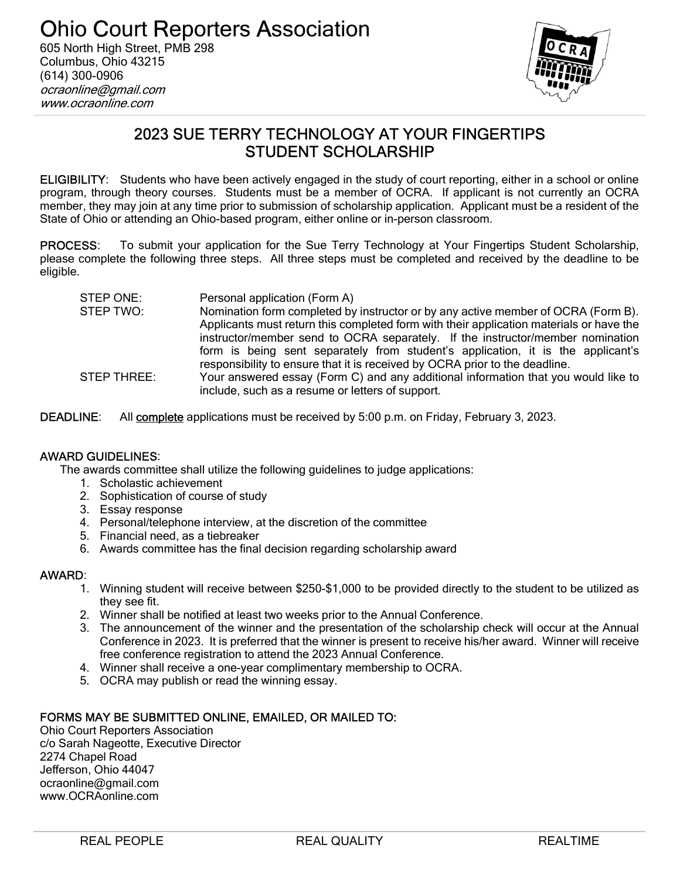# Ohio Court Reporters Association

605 North High Street, PMB 298
Columbus, Ohio 43215
(614) 300-0906
*ocraonline@gmail.com*
*www.ocraonline.com*

## 2023 SUE TERRY TECHNOLOGY AT YOUR FINGERTIPS STUDENT SCHOLARSHIP

**ELIGIBILITY**: Students who have been actively engaged in the study of court reporting, either in a school or online program, through theory courses. Students must be a member of OCRA. If applicant is not currently an OCRA member, they may join at any time prior to submission of scholarship application. Applicant must be a resident of the State of Ohio or attending an Ohio-based program, either online or in-person classroom.

**PROCESS**: To submit your application for the Sue Terry Technology at Your Fingertips Student Scholarship, please complete the following three steps. All three steps must be completed and received by the deadline to be eligible.

| | |
|---|---|
| STEP ONE: | Personal application (Form A) |
| STEP TWO: | Nomination form completed by instructor or by any active member of OCRA (Form B). Applicants must return this completed form with their application materials or have the instructor/member send to OCRA separately. If the instructor/member nomination form is being sent separately from student's application, it is the applicant's responsibility to ensure that it is received by OCRA prior to the deadline. |
| STEP THREE: | Your answered essay (Form C) and any additional information that you would like to include, such as a resume or letters of support. |

**DEADLINE**: All complete applications must be received by 5:00 p.m. on Friday, February 3, 2023.

**AWARD GUIDELINES**:

The awards committee shall utilize the following guidelines to judge applications:

1. Scholastic achievement
2. Sophistication of course of study
3. Essay response
4. Personal/telephone interview, at the discretion of the committee
5. Financial need, as a tiebreaker
6. Awards committee has the final decision regarding scholarship award

**AWARD**:

1. Winning student will receive between $250-$1,000 to be provided directly to the student to be utilized as they see fit.
2. Winner shall be notified at least two weeks prior to the Annual Conference.
3. The announcement of the winner and the presentation of the scholarship check will occur at the Annual Conference in 2023. It is preferred that the winner is present to receive his/her award. Winner will receive free conference registration to attend the 2023 Annual Conference.
4. Winner shall receive a one-year complimentary membership to OCRA.
5. OCRA may publish or read the winning essay.

**FORMS MAY BE SUBMITTED ONLINE, EMAILED, OR MAILED TO:**

Ohio Court Reporters Association
c/o Sarah Nageotte, Executive Director
2274 Chapel Road
Jefferson, Ohio 44047
ocraonline@gmail.com
www.OCRAonline.com

REAL PEOPLE REAL QUALITY REALTIME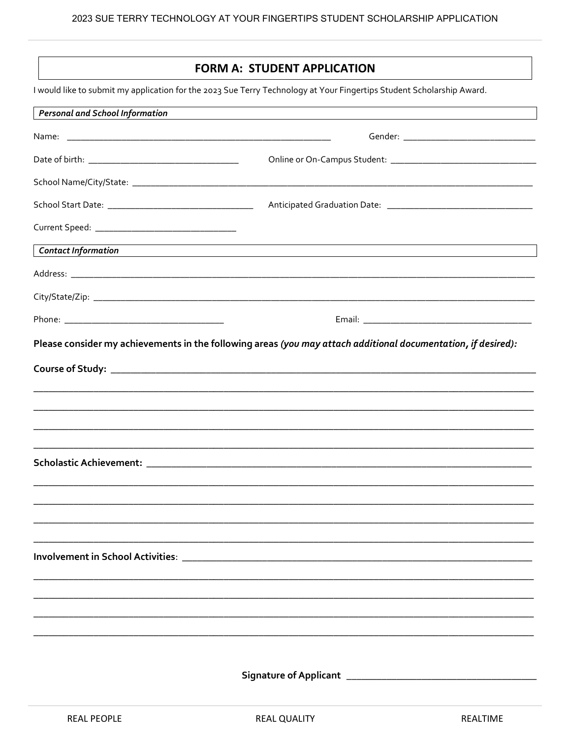# FORM A: STUDENT APPLICATION

I would like to submit my application for the 2023 Sue Terry Technology at Your Fingertips Student Scholarship Award.

***Personal and School Information***

Name: ______________________________ Gender: ______________________________

Date of birth: ______________________________ Online or On-Campus Student: ______________________________

School Name/City/State: ____________________________________________________________

School Start Date: ______________________________ Anticipated Graduation Date: ______________________________

Current Speed: ______________________________

***Contact Information***

Address: ____________________________________________________________

City/State/Zip: ____________________________________________________________

Phone: ______________________________ Email: ______________________________

**Please consider my achievements in the following areas *(you may attach additional documentation, if desired):***

**Course of Study:** ____________________________________________________________

____________________________________________________________

____________________________________________________________

____________________________________________________________

____________________________________________________________

**Scholastic Achievement:** ____________________________________________________________

____________________________________________________________

____________________________________________________________

____________________________________________________________

____________________________________________________________

**Involvement in School Activities**: ____________________________________________________________

____________________________________________________________

____________________________________________________________

____________________________________________________________

____________________________________________________________

**Signature of Applicant** ______________________________

REAL PEOPLE REAL QUALITY REALTIME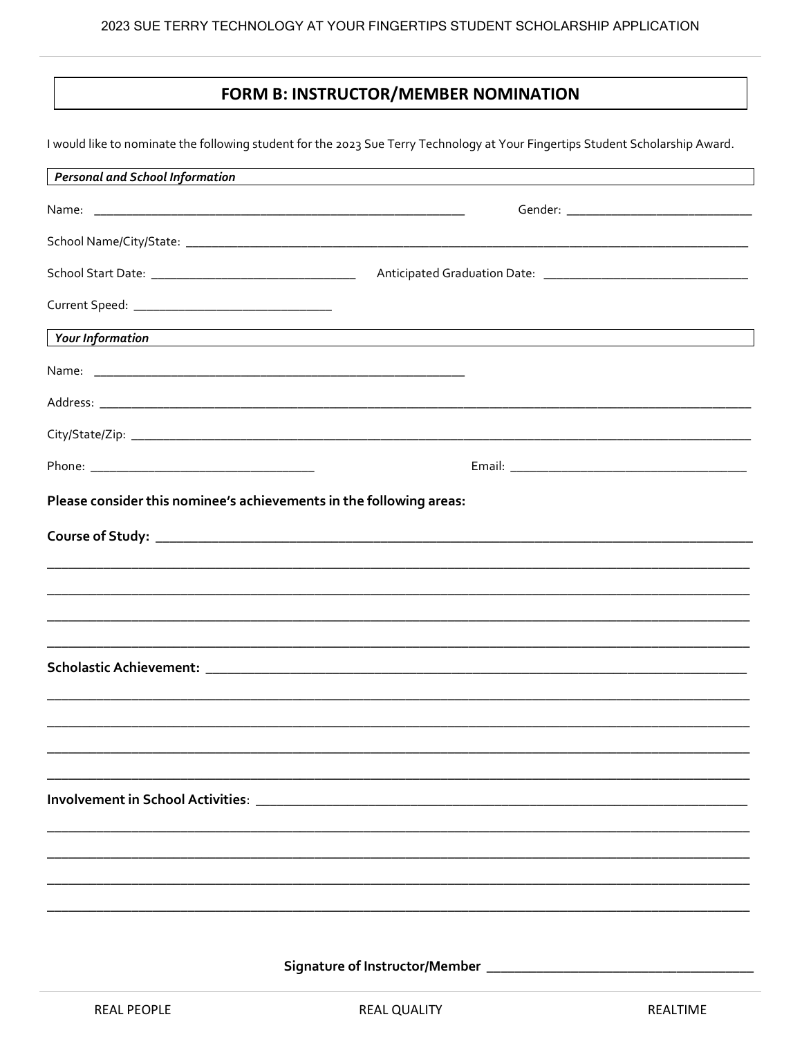## FORM B: INSTRUCTOR/MEMBER NOMINATION

I would like to nominate the following student for the 2023 Sue Terry Technology at Your Fingertips Student Scholarship Award.

***Personal and School Information***

Name: ______________________________ Gender: ______________________________

School Name/City/State: ______________________________

School Start Date: ______________________________ Anticipated Graduation Date: ______________________________

Current Speed: ______________________________

***Your Information***

Name: ______________________________

Address: ______________________________

City/State/Zip: ______________________________

Phone: ______________________________ Email: ______________________________

**Please consider this nominee's achievements in the following areas:**

**Course of Study:** ______________________________

______________________________

______________________________

______________________________

______________________________

**Scholastic Achievement:** ______________________________

______________________________

______________________________

______________________________

______________________________

**Involvement in School Activities**: ______________________________

______________________________

______________________________

______________________________

______________________________

**Signature of Instructor/Member** ______________________________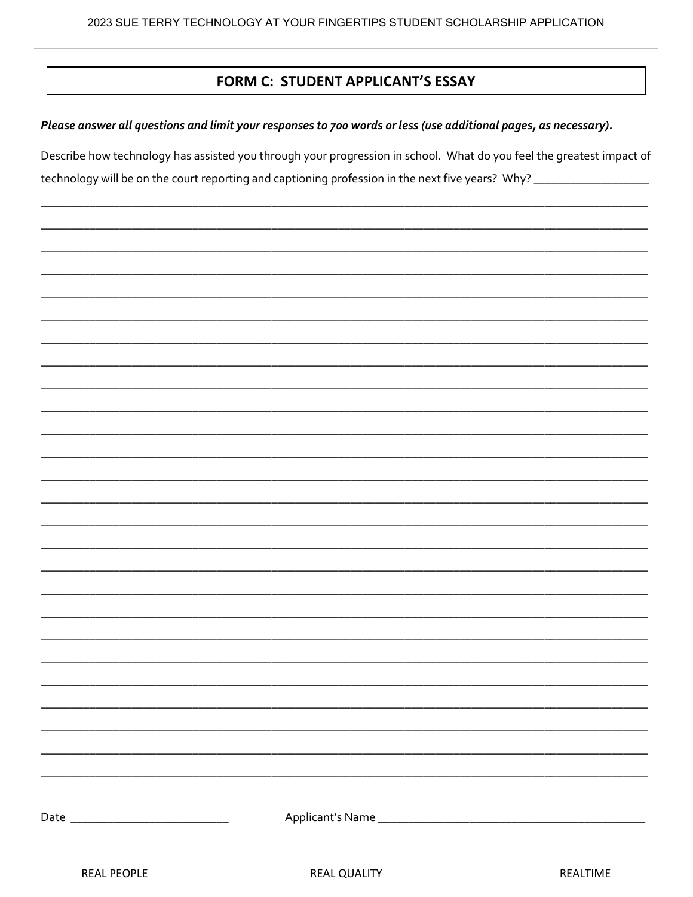## FORM C: STUDENT APPLICANT'S ESSAY

***Please answer all questions and limit your responses to 700 words or less (use additional pages, as necessary).***

Describe how technology has assisted you through your progression in school. What do you feel the greatest impact of technology will be on the court reporting and captioning profession in the next five years? Why? ___________________

Date ___________________________ Applicant's Name _____________________________________________

REAL PEOPLE REAL QUALITY REALTIME